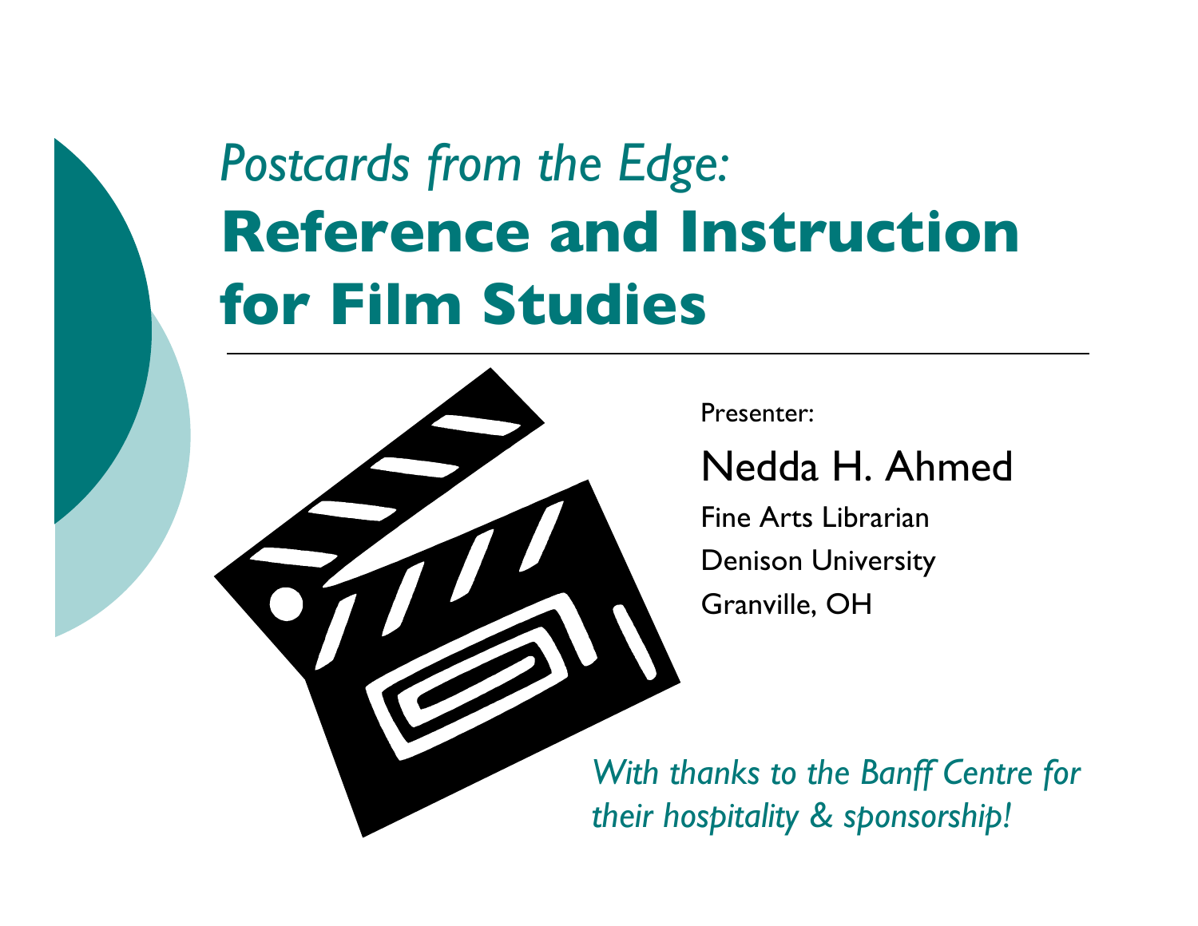# *Postcards from the Edge:* **Reference and Instruction for Film Studies**

Presenter:

Nedda H. Ahmed

Fine Arts Librarian

Denison University

Granville, OH

*With thanks to the Banff Centre for their hospitality & sponsorship!*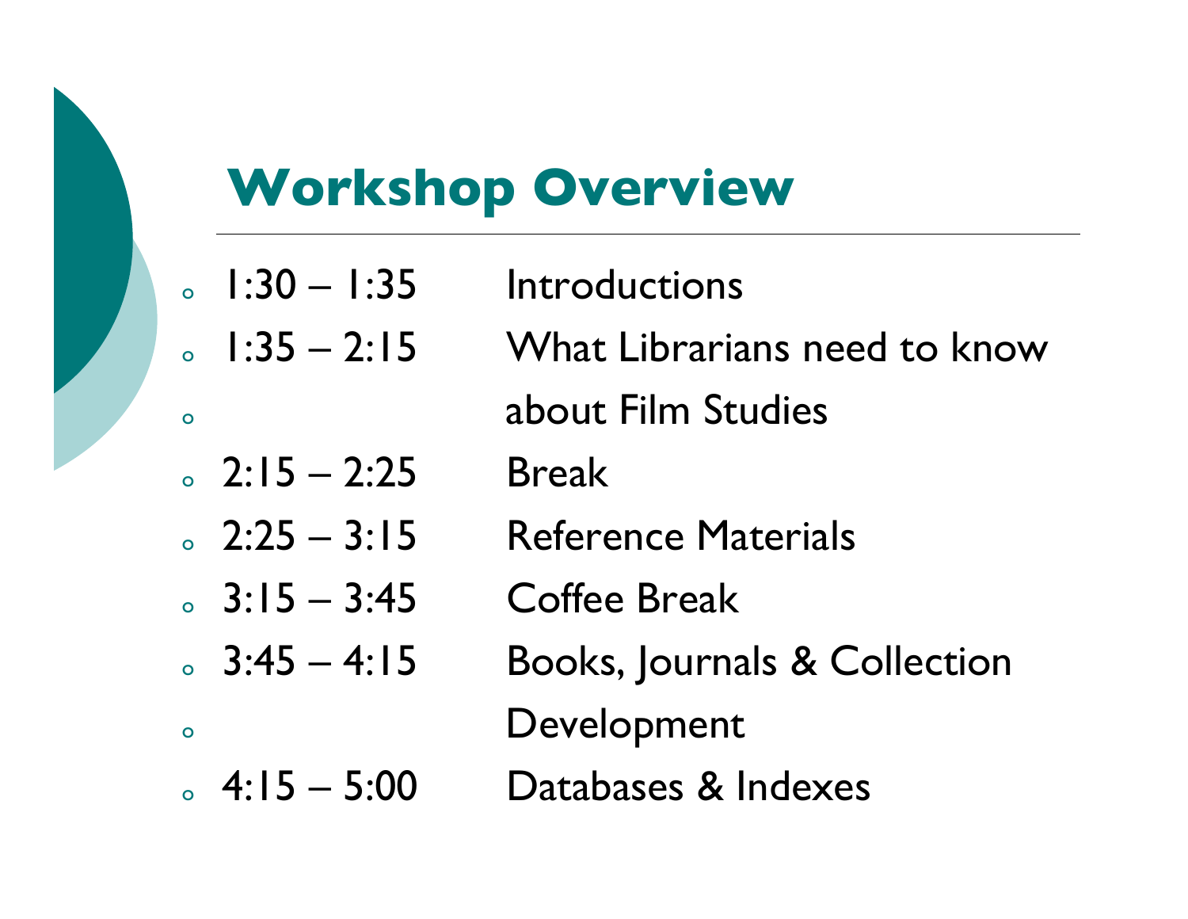# Workshop Overview

- 1:30 – 1:35 Introductions
- 1:35 – 2:15 What Librarians need to know about Film Studies
- 2:15 – 2:25 Break
- 2:25 – 3:15 Reference Materials
- 3:15 – 3:45 Coffee Break
- 3:45 – 4:15 Books, Journals & Collection Development
- 4:15 – 5:00 Databases & Indexes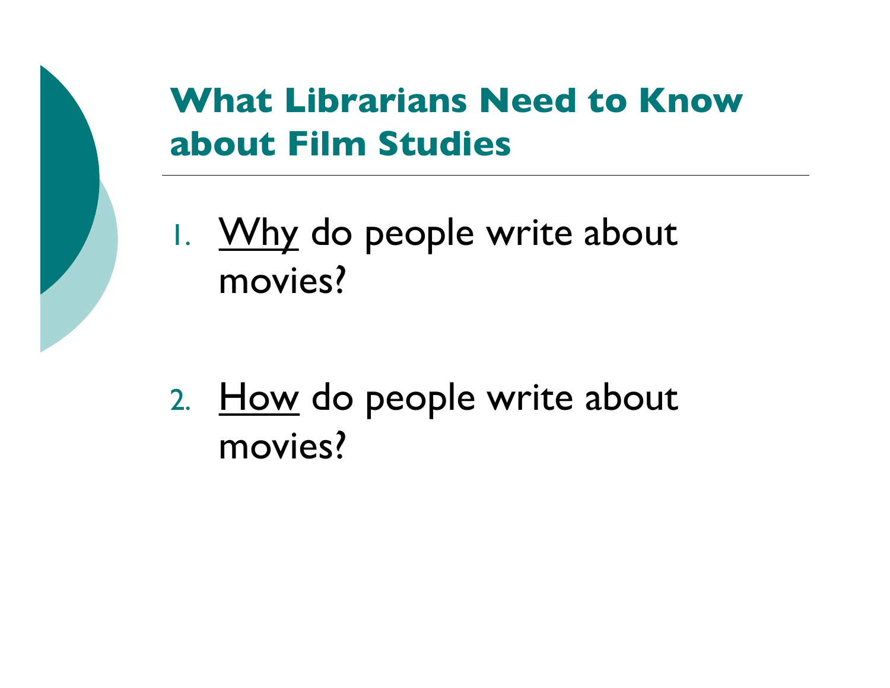# What Librarians Need to Know about Film Studies

1. Why do people write about movies?

2. How do people write about movies?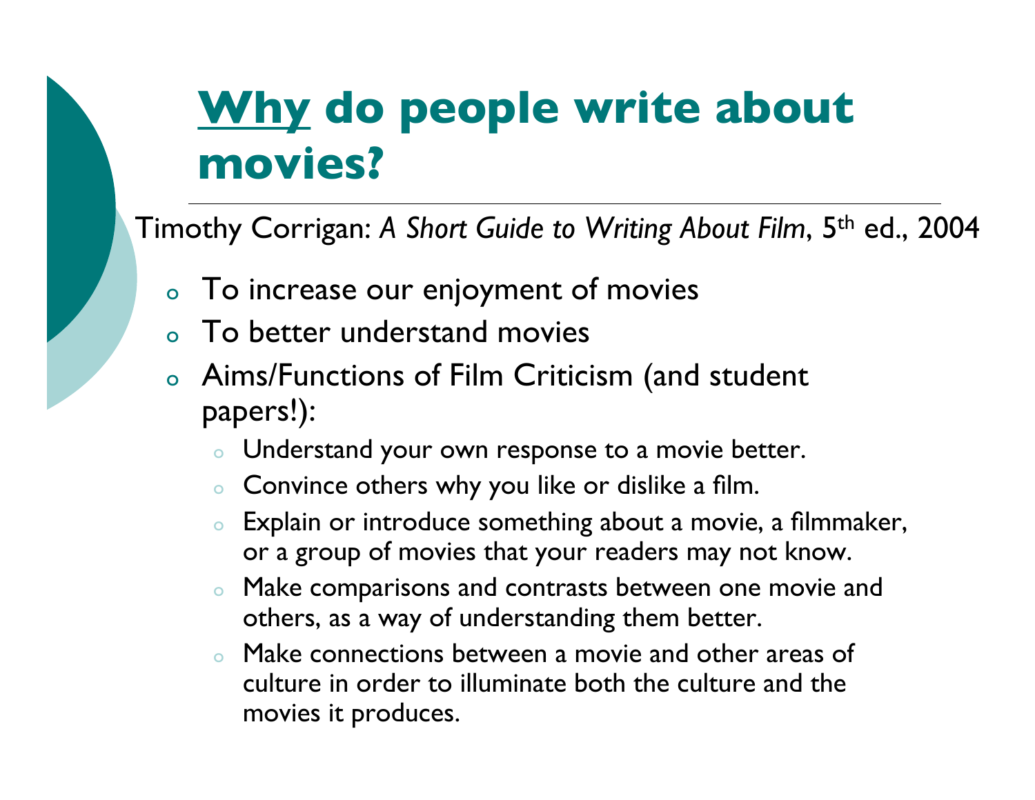# <u>Why</u> do people write about movies?

Timothy Corrigan: *A Short Guide to Writing About Film*, 5th ed., 2004

- To increase our enjoyment of movies
- To better understand movies
- Aims/Functions of Film Criticism (and student papers!):
  - Understand your own response to a movie better.
  - Convince others why you like or dislike a film.
  - Explain or introduce something about a movie, a filmmaker, or a group of movies that your readers may not know.
  - Make comparisons and contrasts between one movie and others, as a way of understanding them better.
  - Make connections between a movie and other areas of culture in order to illuminate both the culture and the movies it produces.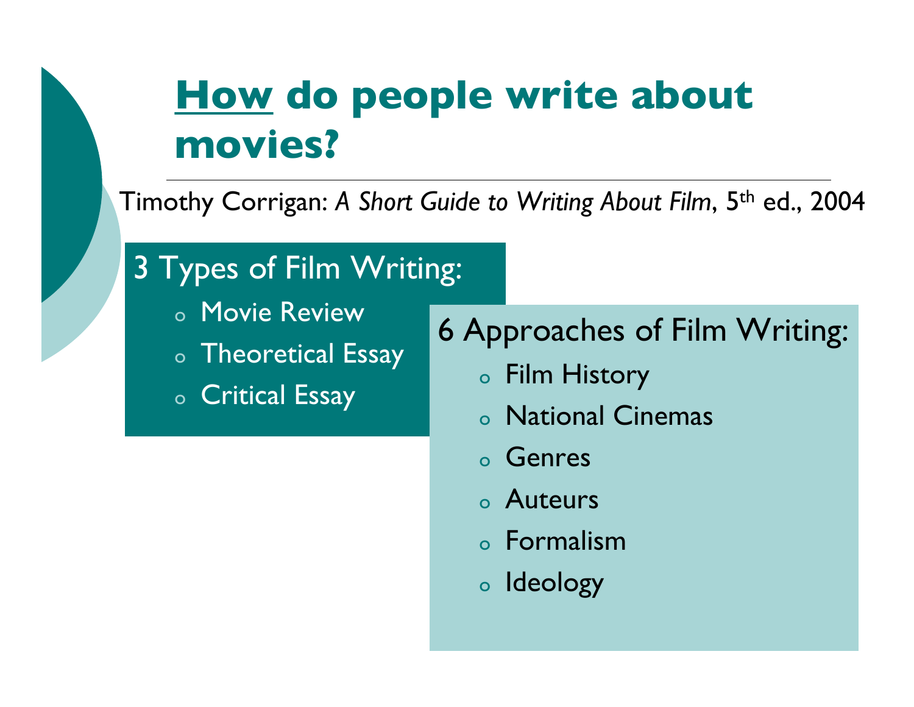# How do people write about movies?

Timothy Corrigan: *A Short Guide to Writing About Film*, 5th ed., 2004

3 Types of Film Writing:

- Movie Review
- Theoretical Essay
- Critical Essay

6 Approaches of Film Writing:

- Film History
- National Cinemas
- Genres
- Auteurs
- Formalism
- Ideology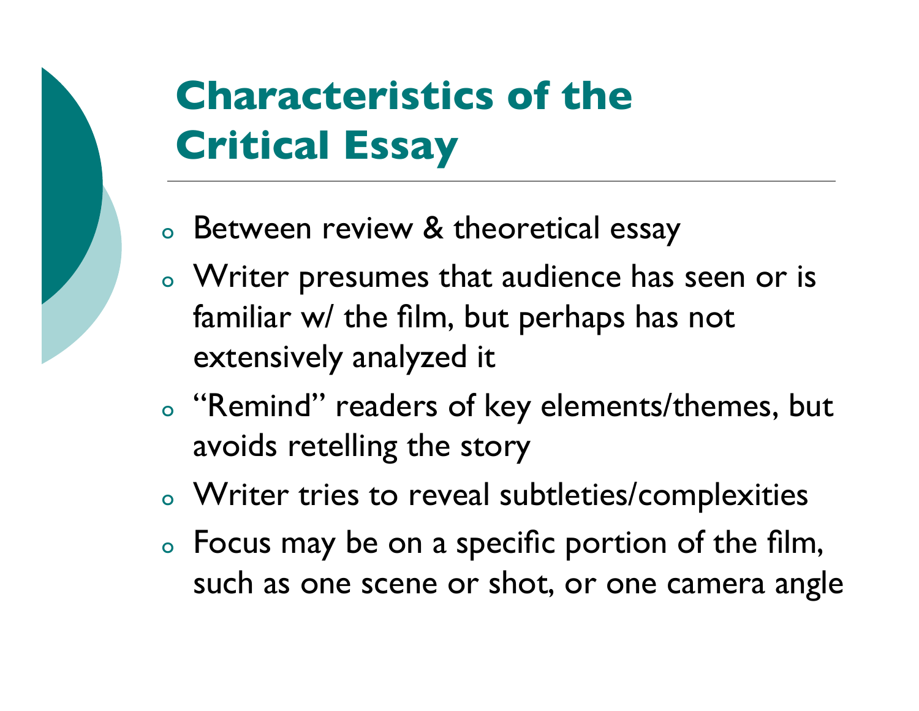# Characteristics of the Critical Essay

- Between review & theoretical essay
- Writer presumes that audience has seen or is familiar w/ the film, but perhaps has not extensively analyzed it
- "Remind" readers of key elements/themes, but avoids retelling the story
- Writer tries to reveal subtleties/complexities
- Focus may be on a specific portion of the film, such as one scene or shot, or one camera angle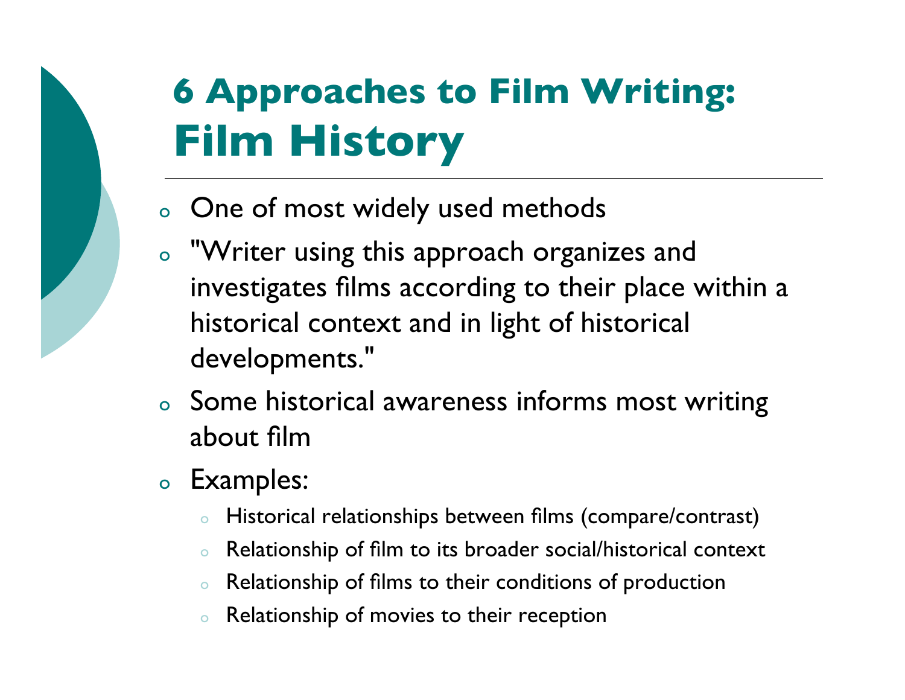# 6 Approaches to Film Writing: Film History

- One of most widely used methods
- "Writer using this approach organizes and investigates films according to their place within a historical context and in light of historical developments."
- Some historical awareness informs most writing about film
- Examples:
  - Historical relationships between films (compare/contrast)
  - Relationship of film to its broader social/historical context
  - Relationship of films to their conditions of production
  - Relationship of movies to their reception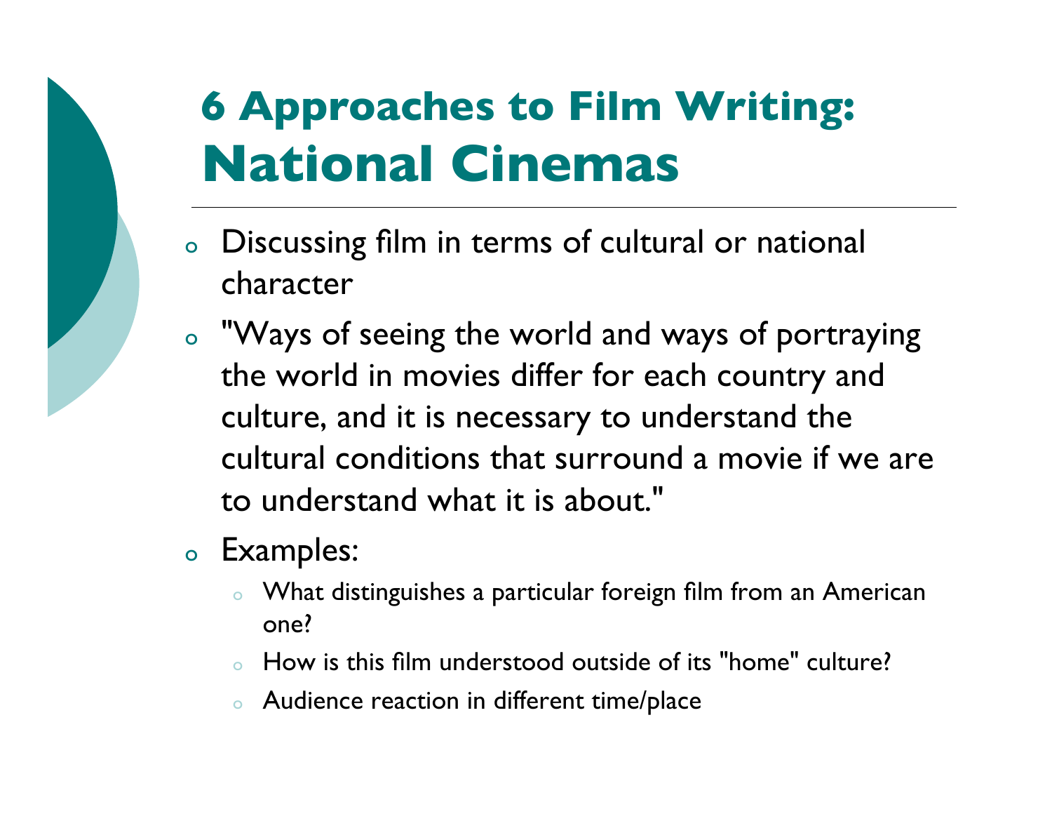# 6 Approaches to Film Writing: National Cinemas

- Discussing film in terms of cultural or national character
- "Ways of seeing the world and ways of portraying the world in movies differ for each country and culture, and it is necessary to understand the cultural conditions that surround a movie if we are to understand what it is about."
- Examples:
  - What distinguishes a particular foreign film from an American one?
  - How is this film understood outside of its "home" culture?
  - Audience reaction in different time/place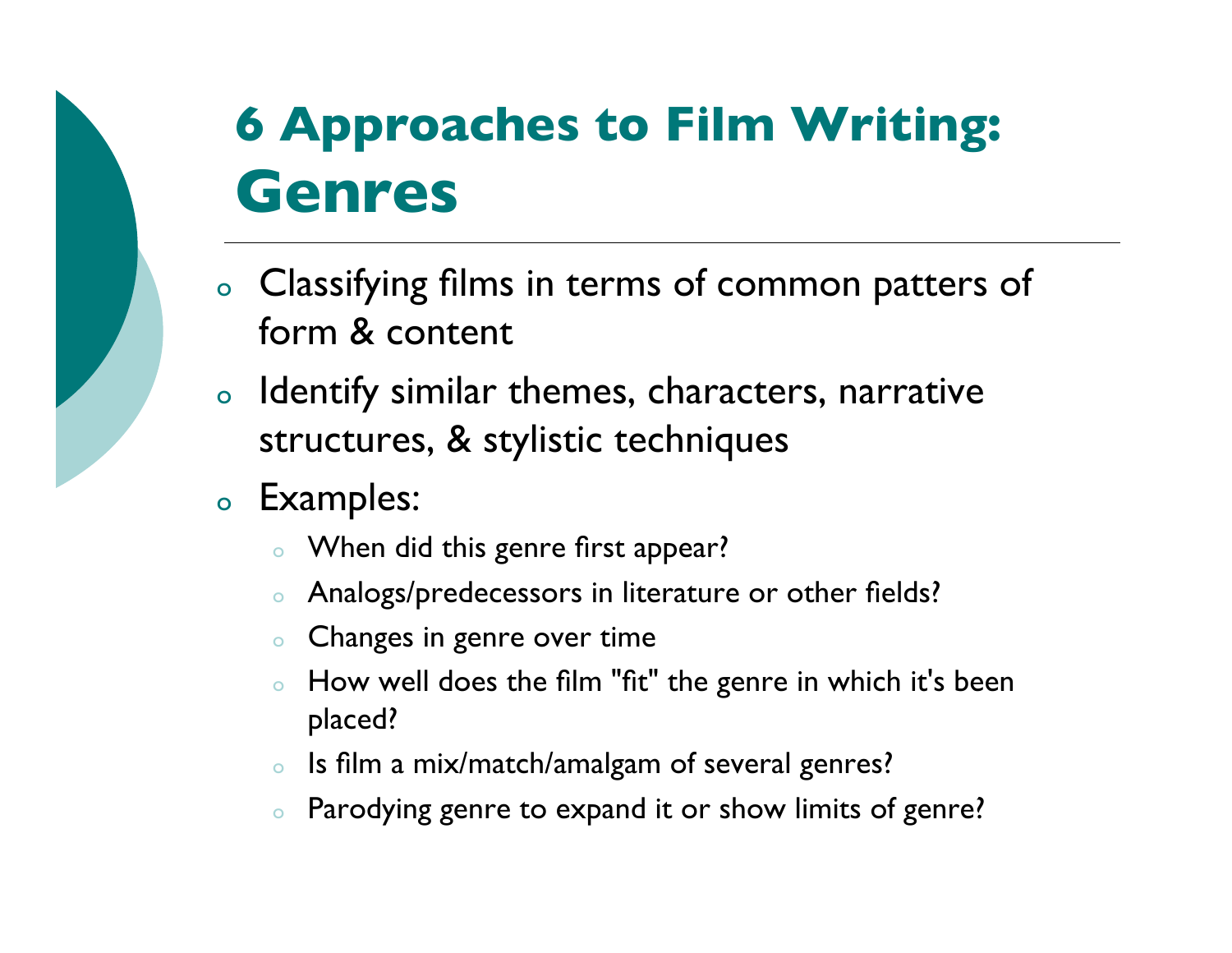# 6 Approaches to Film Writing: Genres

- Classifying films in terms of common patters of form & content
- Identify similar themes, characters, narrative structures, & stylistic techniques
- Examples:
  - When did this genre first appear?
  - Analogs/predecessors in literature or other fields?
  - Changes in genre over time
  - How well does the film "fit" the genre in which it's been placed?
  - Is film a mix/match/amalgam of several genres?
  - Parodying genre to expand it or show limits of genre?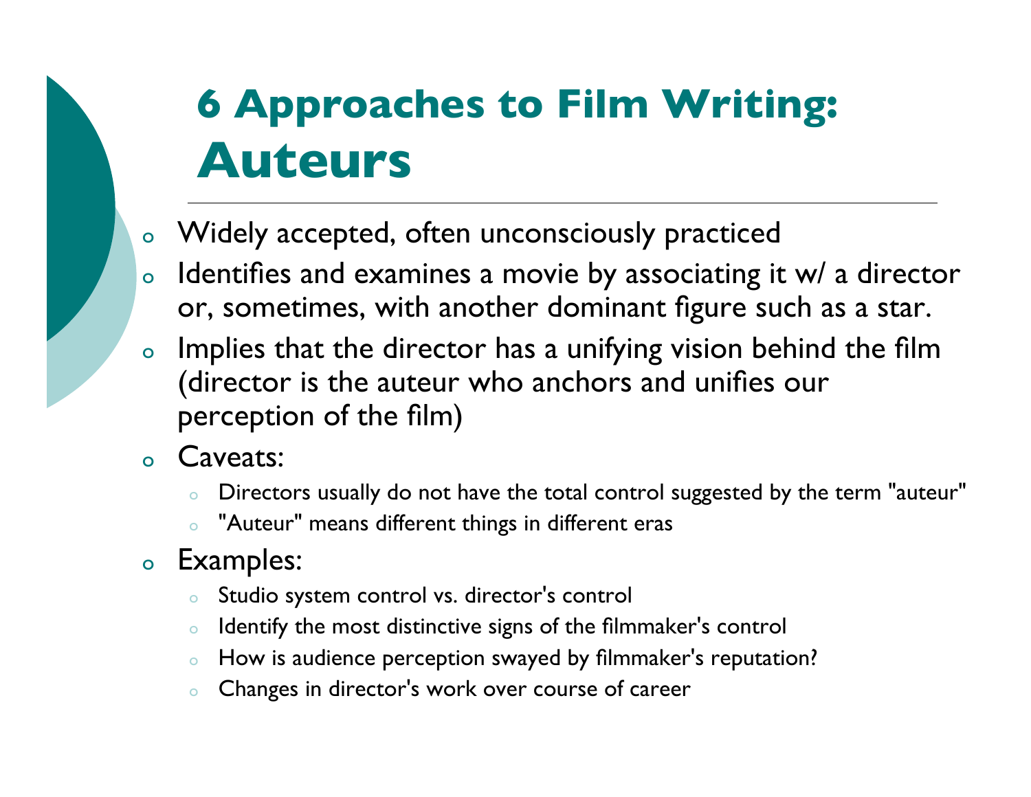# 6 Approaches to Film Writing: Auteurs

- Widely accepted, often unconsciously practiced
- Identifies and examines a movie by associating it w/ a director or, sometimes, with another dominant figure such as a star.
- Implies that the director has a unifying vision behind the film (director is the auteur who anchors and unifies our perception of the film)
- Caveats:
  - Directors usually do not have the total control suggested by the term "auteur"
  - "Auteur" means different things in different eras
- Examples:
  - Studio system control vs. director's control
  - Identify the most distinctive signs of the filmmaker's control
  - How is audience perception swayed by filmmaker's reputation?
  - Changes in director's work over course of career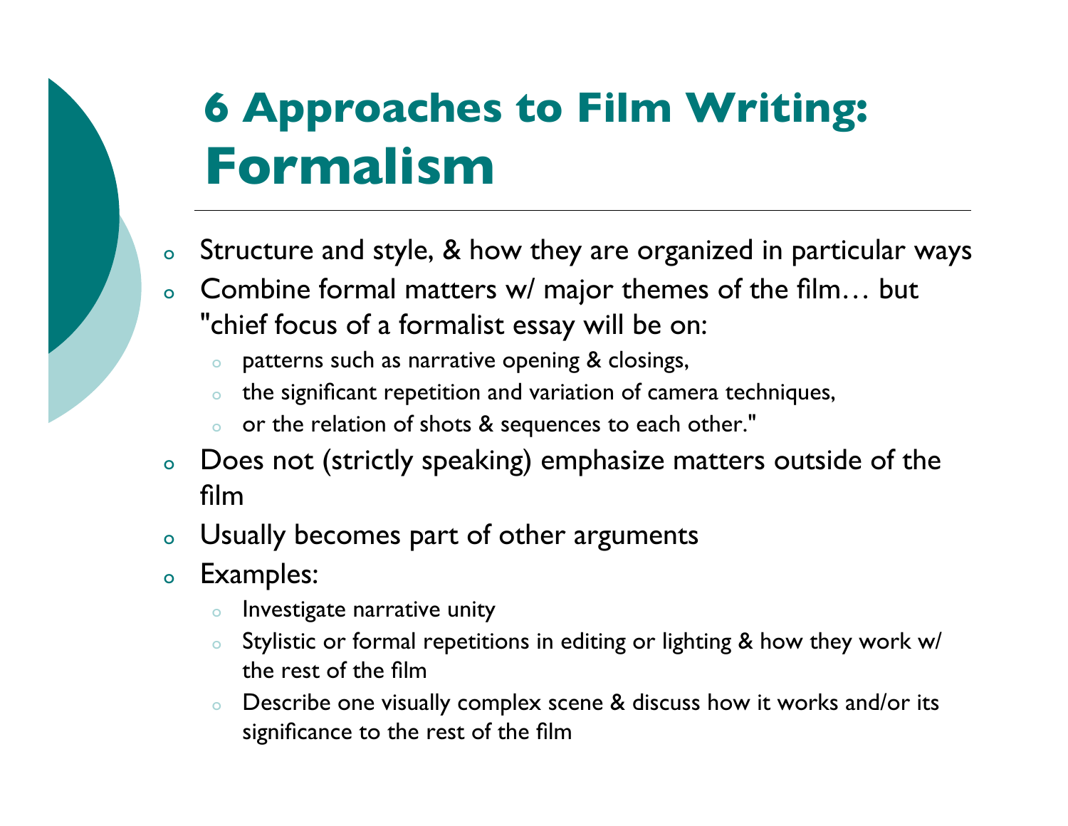# 6 Approaches to Film Writing: Formalism

- Structure and style, & how they are organized in particular ways
- Combine formal matters w/ major themes of the film… but "chief focus of a formalist essay will be on:
  - patterns such as narrative opening & closings,
  - the significant repetition and variation of camera techniques,
  - or the relation of shots & sequences to each other."
- Does not (strictly speaking) emphasize matters outside of the film
- Usually becomes part of other arguments
- Examples:
  - Investigate narrative unity
  - Stylistic or formal repetitions in editing or lighting & how they work w/ the rest of the film
  - Describe one visually complex scene & discuss how it works and/or its significance to the rest of the film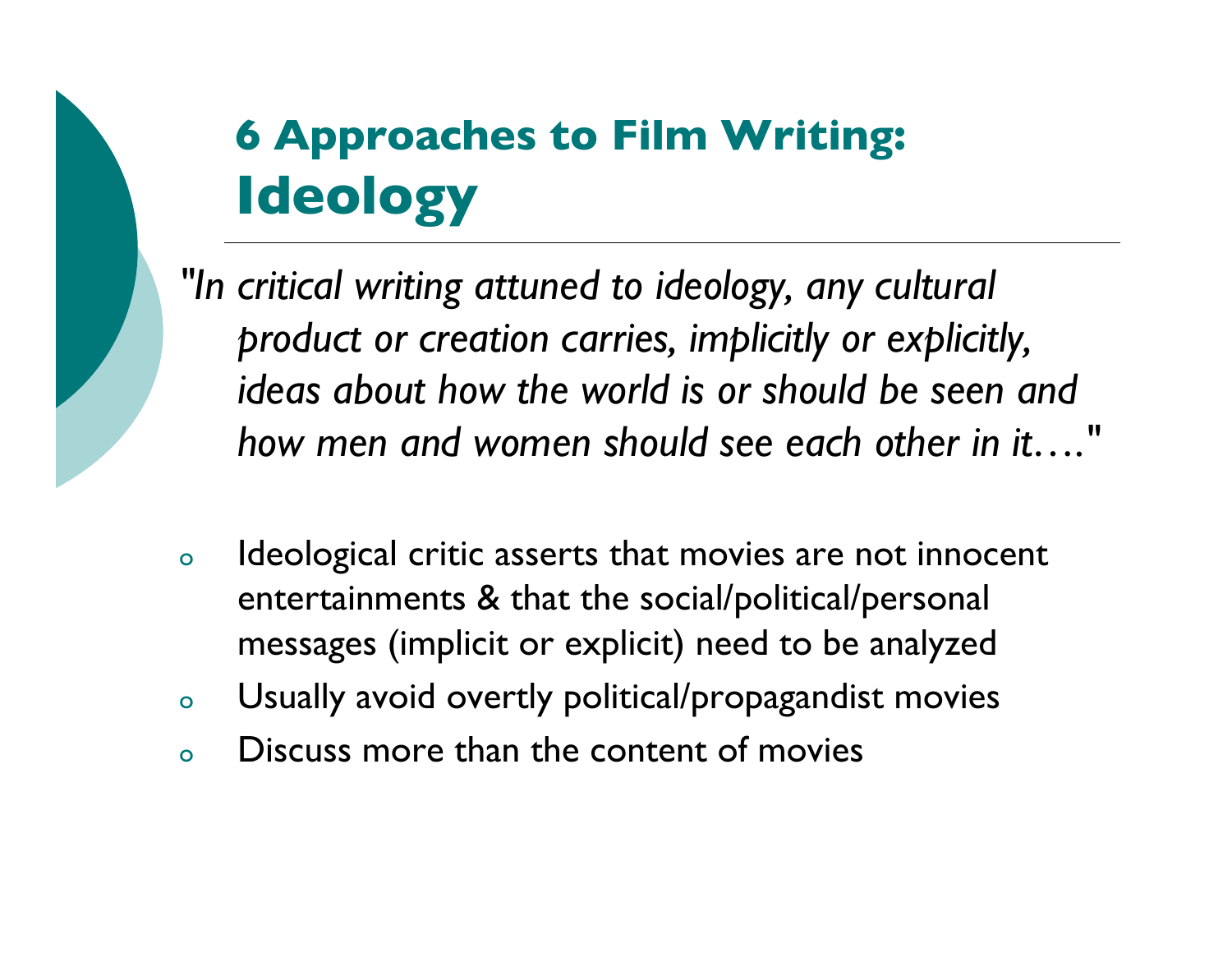# 6 Approaches to Film Writing: Ideology

*"In critical writing attuned to ideology, any cultural product or creation carries, implicitly or explicitly, ideas about how the world is or should be seen and how men and women should see each other in it…."*

- Ideological critic asserts that movies are not innocent entertainments & that the social/political/personal messages (implicit or explicit) need to be analyzed
- Usually avoid overtly political/propagandist movies
- Discuss more than the content of movies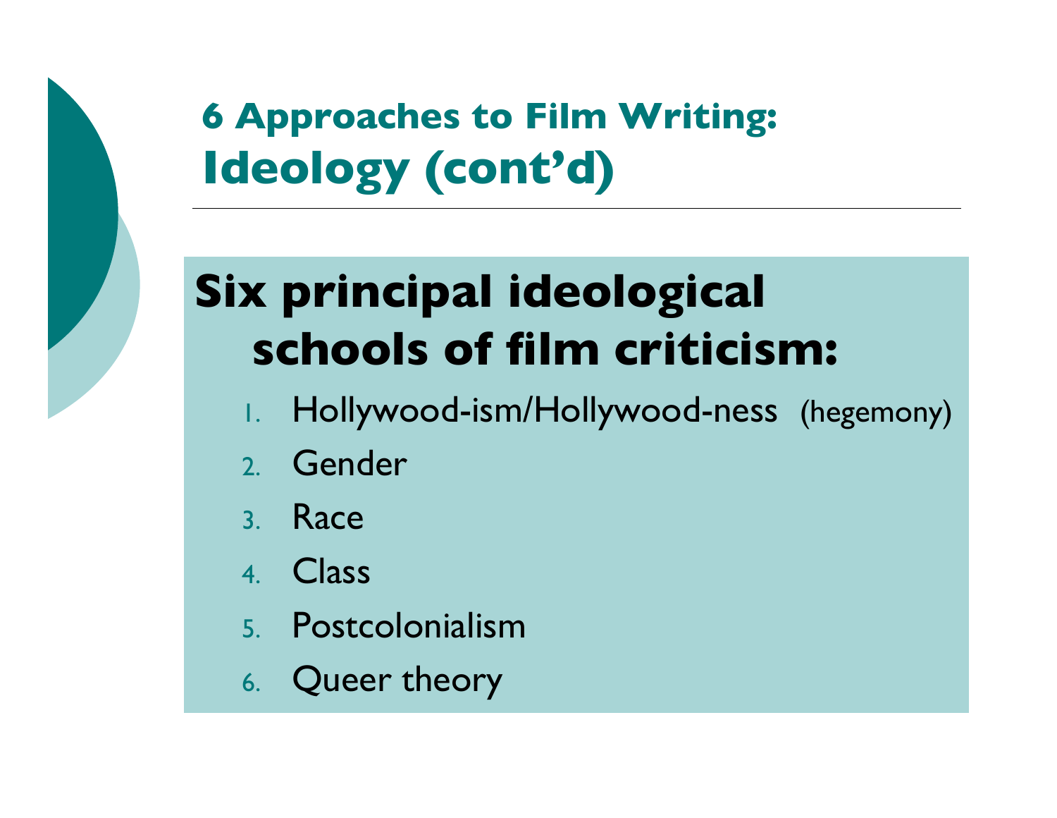# 6 Approaches to Film Writing: Ideology (cont'd)

## Six principal ideological schools of film criticism:

1. Hollywood-ism/Hollywood-ness (hegemony)
2. Gender
3. Race
4. Class
5. Postcolonialism
6. Queer theory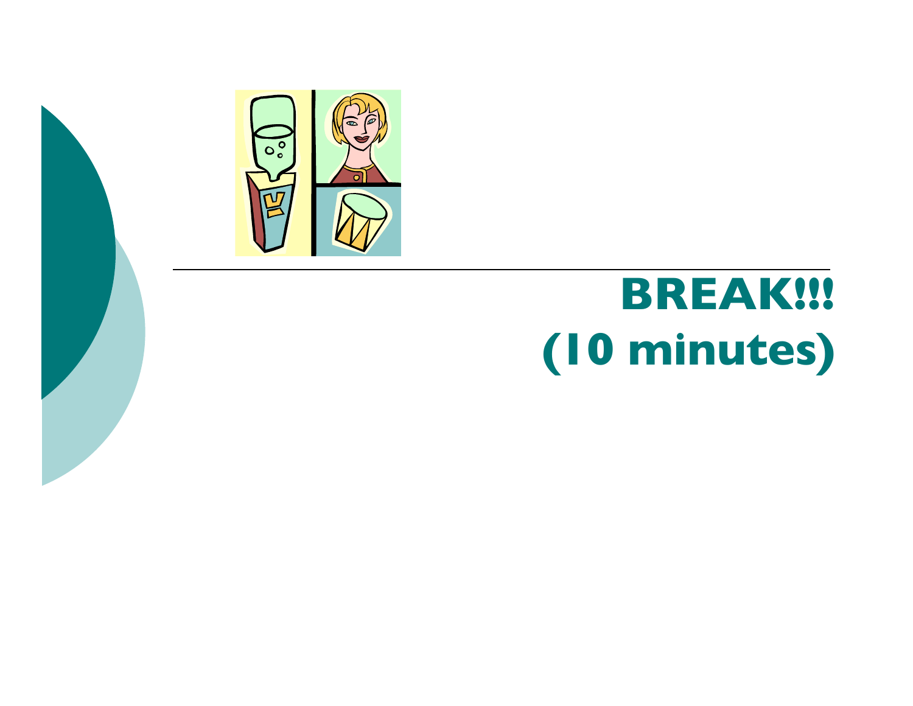# BREAK!!!
# (10 minutes)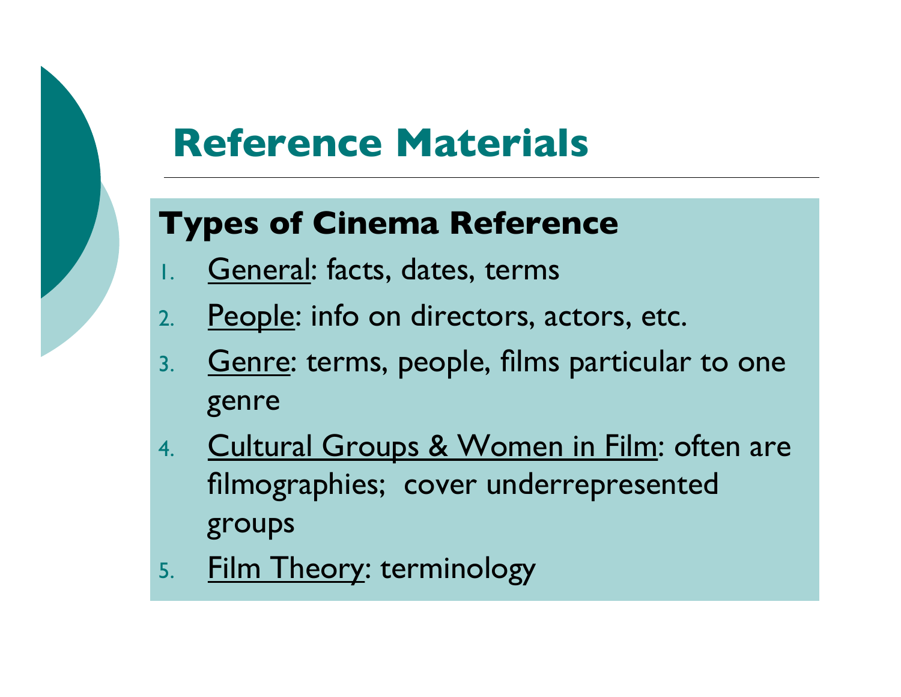# Reference Materials

## Types of Cinema Reference

1. General: facts, dates, terms
2. People: info on directors, actors, etc.
3. Genre: terms, people, films particular to one genre
4. Cultural Groups & Women in Film: often are filmographies; cover underrepresented groups
5. Film Theory: terminology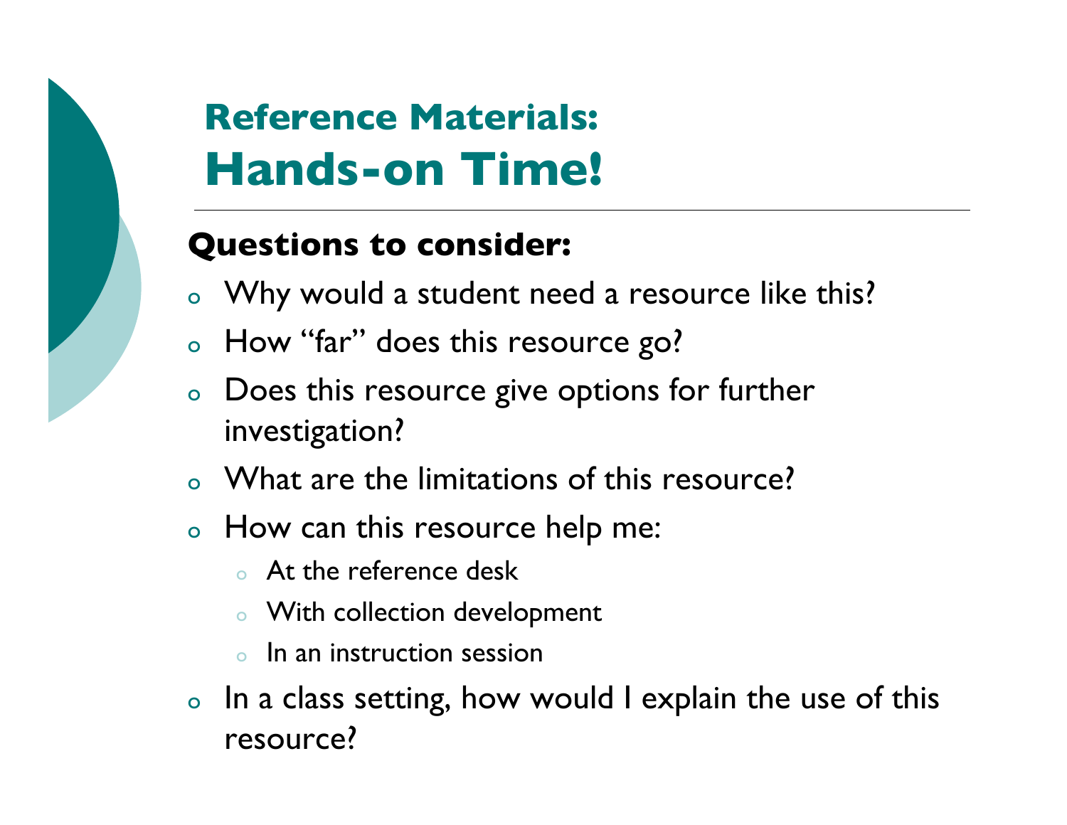# Reference Materials: Hands-on Time!

**Questions to consider:**

- Why would a student need a resource like this?
- How “far” does this resource go?
- Does this resource give options for further investigation?
- What are the limitations of this resource?
- How can this resource help me:
  - At the reference desk
  - With collection development
  - In an instruction session
- In a class setting, how would I explain the use of this resource?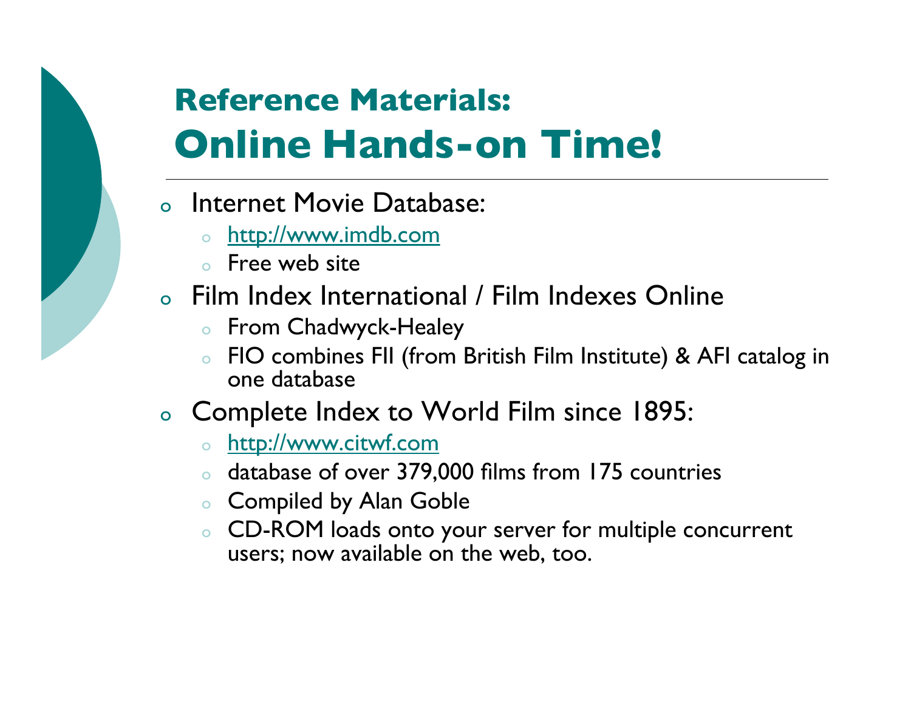# Reference Materials:
# Online Hands-on Time!

- Internet Movie Database:
  - http://www.imdb.com
  - Free web site
- Film Index International / Film Indexes Online
  - From Chadwyck-Healey
  - FIO combines FII (from British Film Institute) & AFI catalog in one database
- Complete Index to World Film since 1895:
  - http://www.citwf.com
  - database of over 379,000 films from 175 countries
  - Compiled by Alan Goble
  - CD-ROM loads onto your server for multiple concurrent users; now available on the web, too.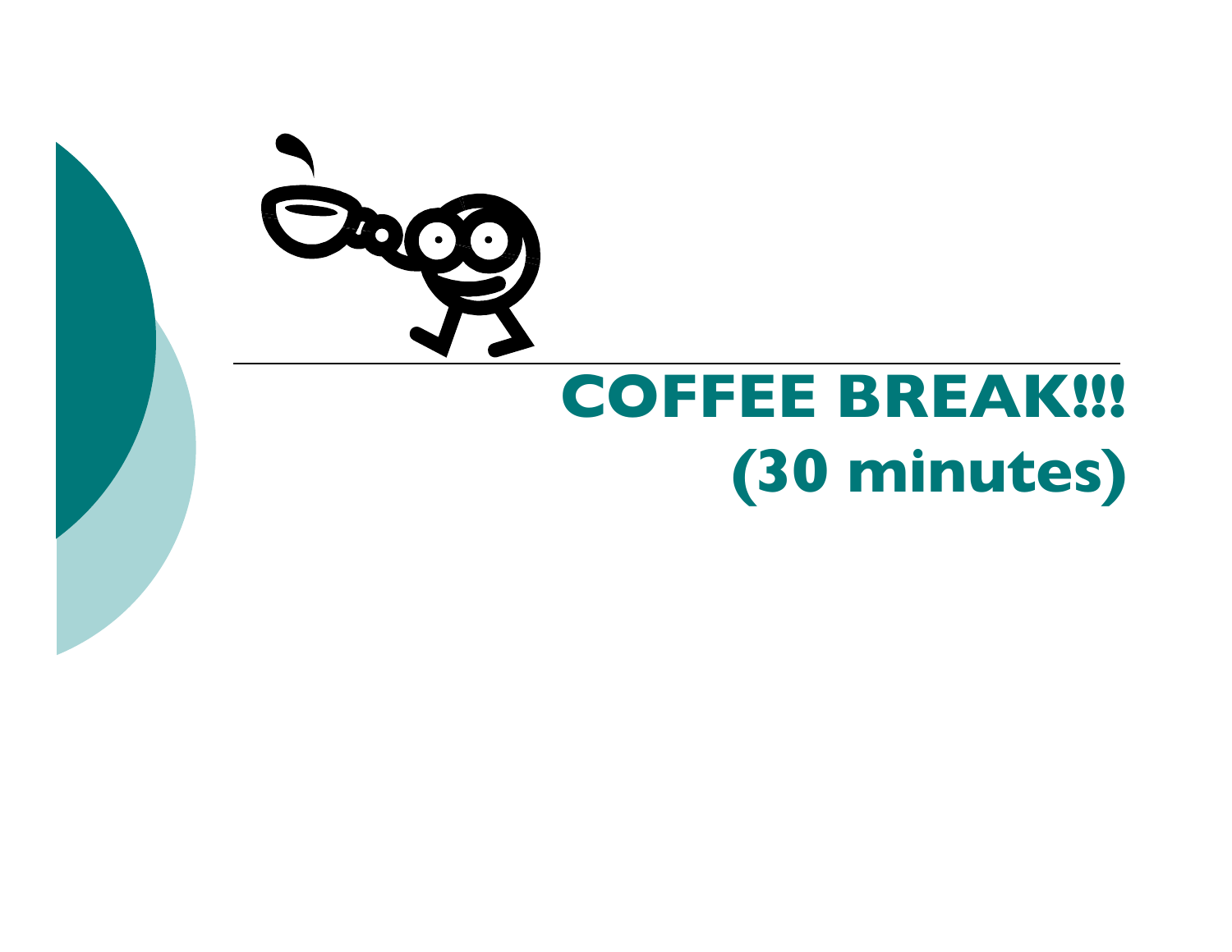# COFFEE BREAK!!!
# (30 minutes)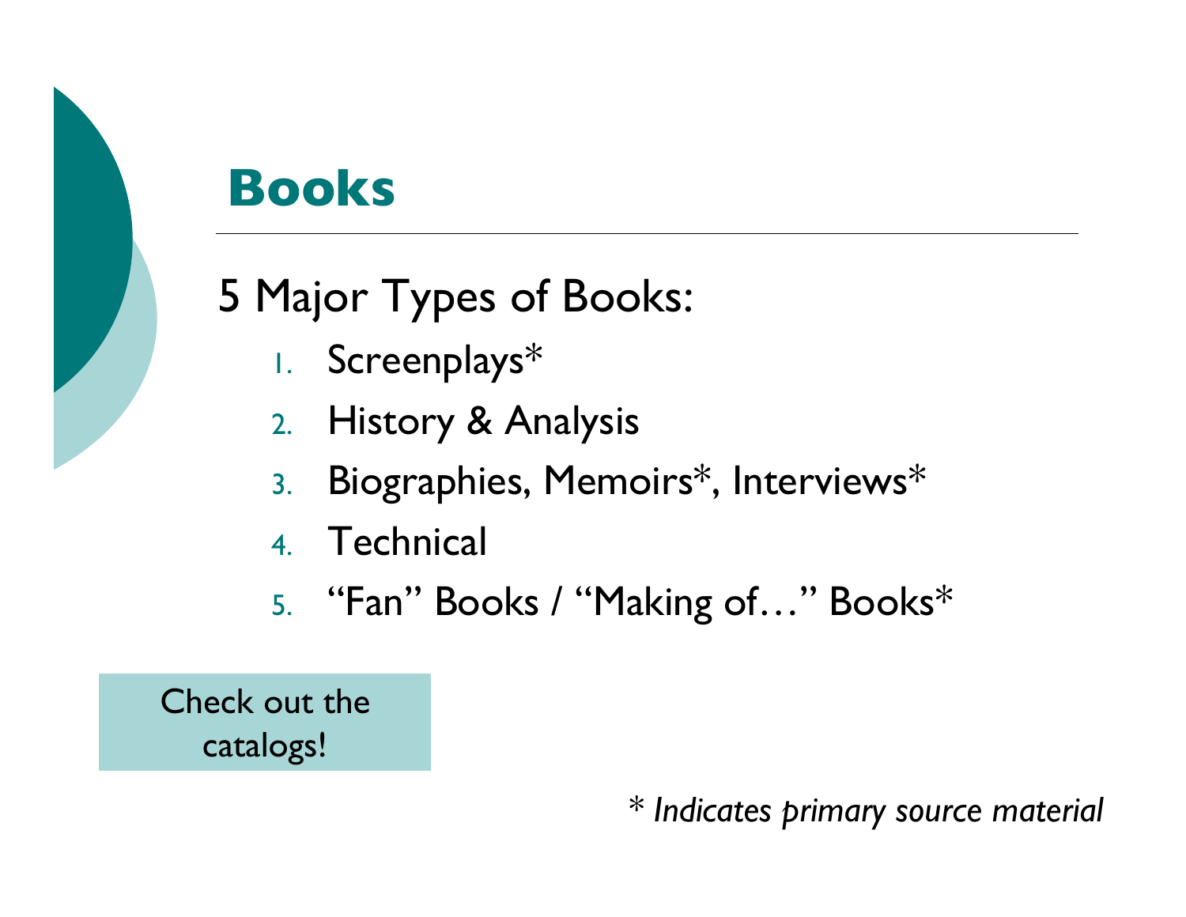# Books

5 Major Types of Books:

1. Screenplays*
2. History & Analysis
3. Biographies, Memoirs*, Interviews*
4. Technical
5. "Fan" Books / "Making of…" Books*

Check out the catalogs!

*\* Indicates primary source material*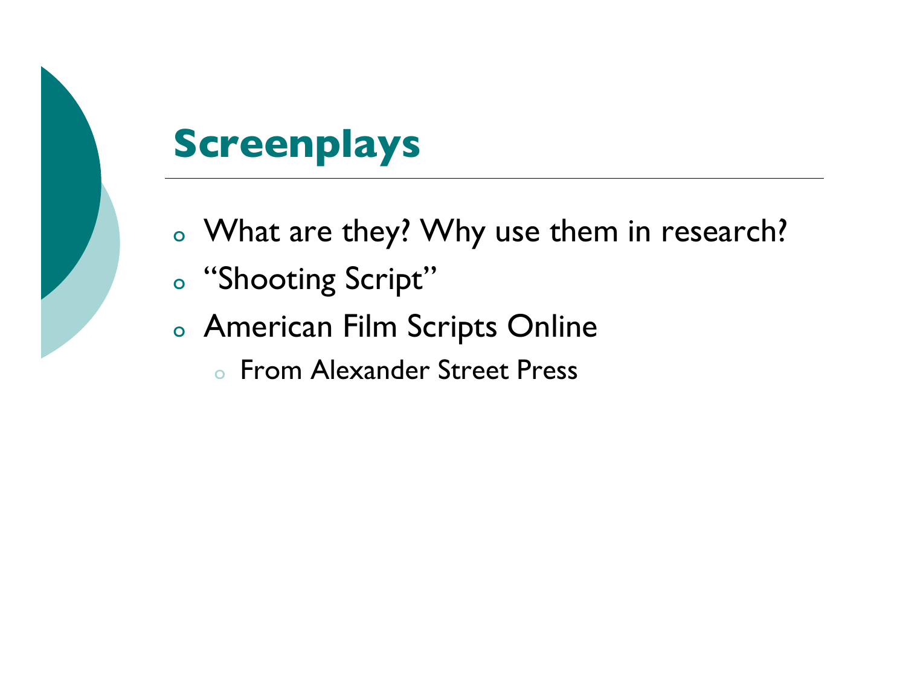# Screenplays

- What are they? Why use them in research?
- "Shooting Script"
- American Film Scripts Online
  - From Alexander Street Press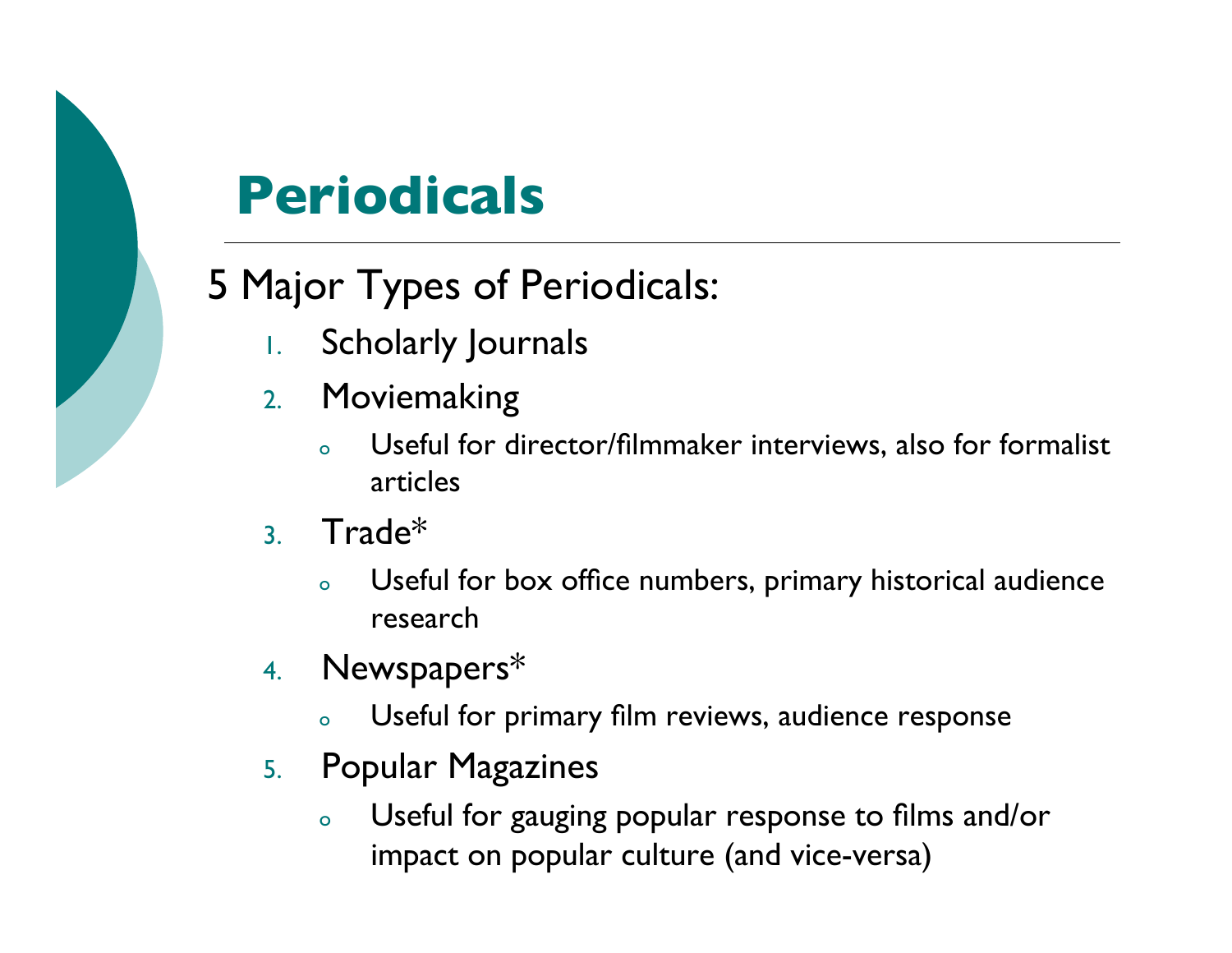# Periodicals

5 Major Types of Periodicals:

1. Scholarly Journals
2. Moviemaking
   - Useful for director/filmmaker interviews, also for formalist articles
3. Trade*
   - Useful for box office numbers, primary historical audience research
4. Newspapers*
   - Useful for primary film reviews, audience response
5. Popular Magazines
   - Useful for gauging popular response to films and/or impact on popular culture (and vice-versa)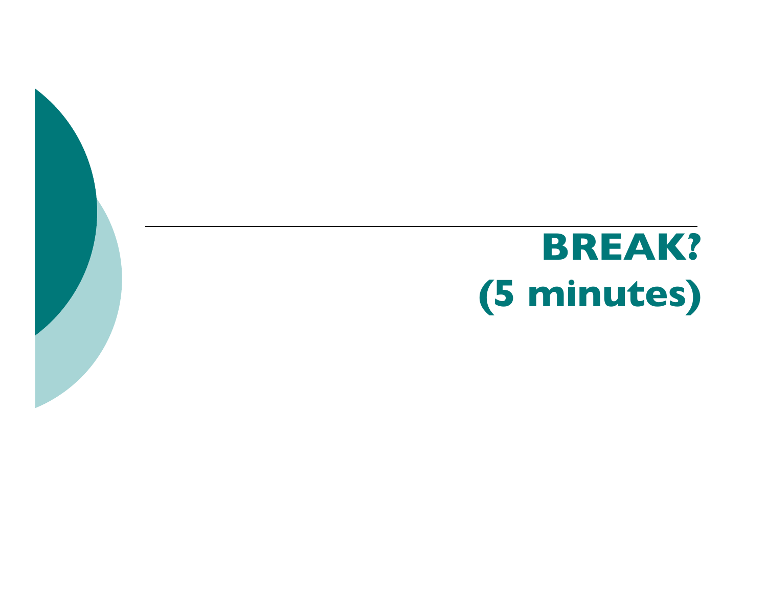# BREAK?
# (5 minutes)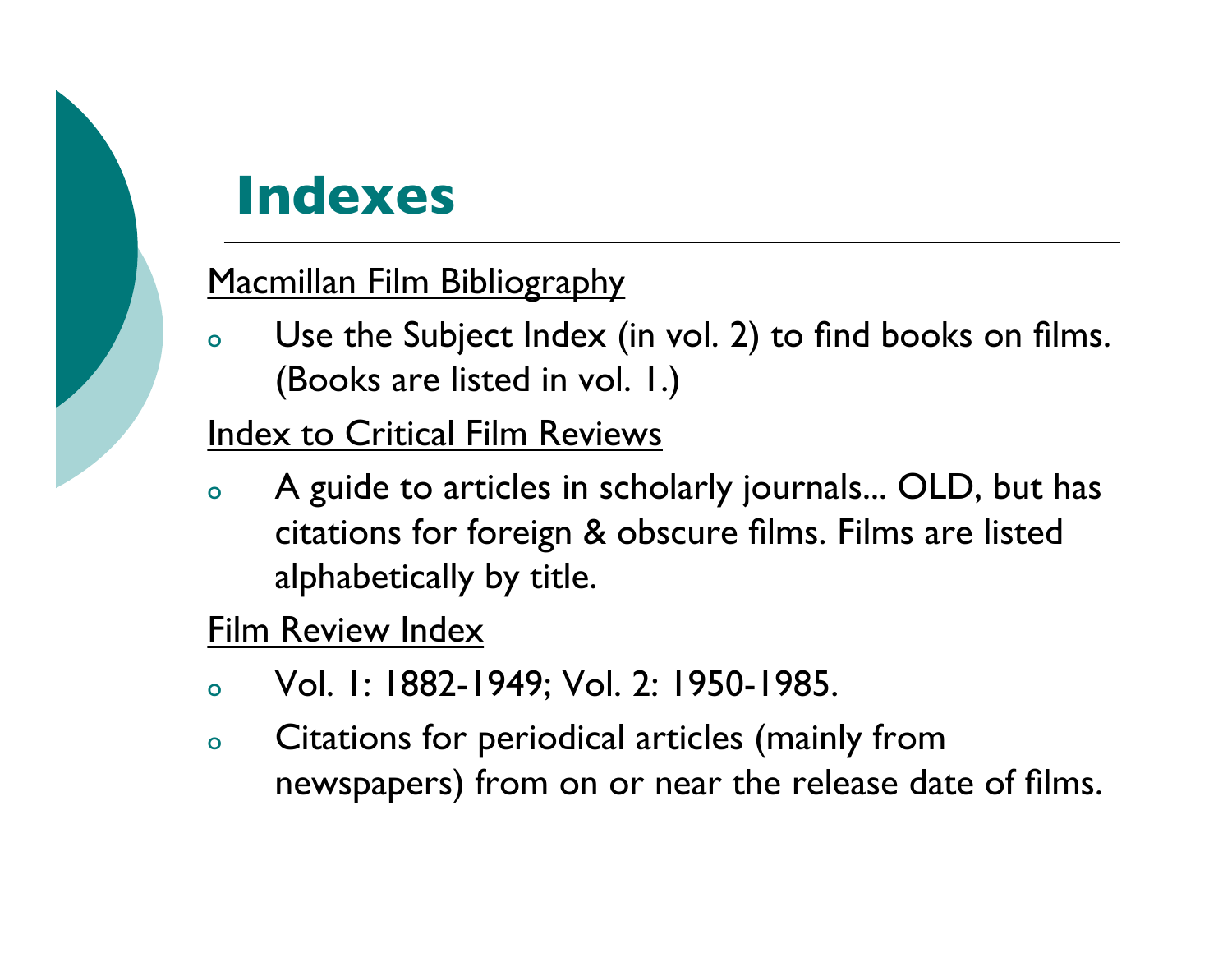# Indexes

<u>Macmillan Film Bibliography</u>

- Use the Subject Index (in vol. 2) to find books on films. (Books are listed in vol. 1.)

<u>Index to Critical Film Reviews</u>

- A guide to articles in scholarly journals... OLD, but has citations for foreign & obscure films. Films are listed alphabetically by title.

<u>Film Review Index</u>

- Vol. 1: 1882-1949; Vol. 2: 1950-1985.
- Citations for periodical articles (mainly from newspapers) from on or near the release date of films.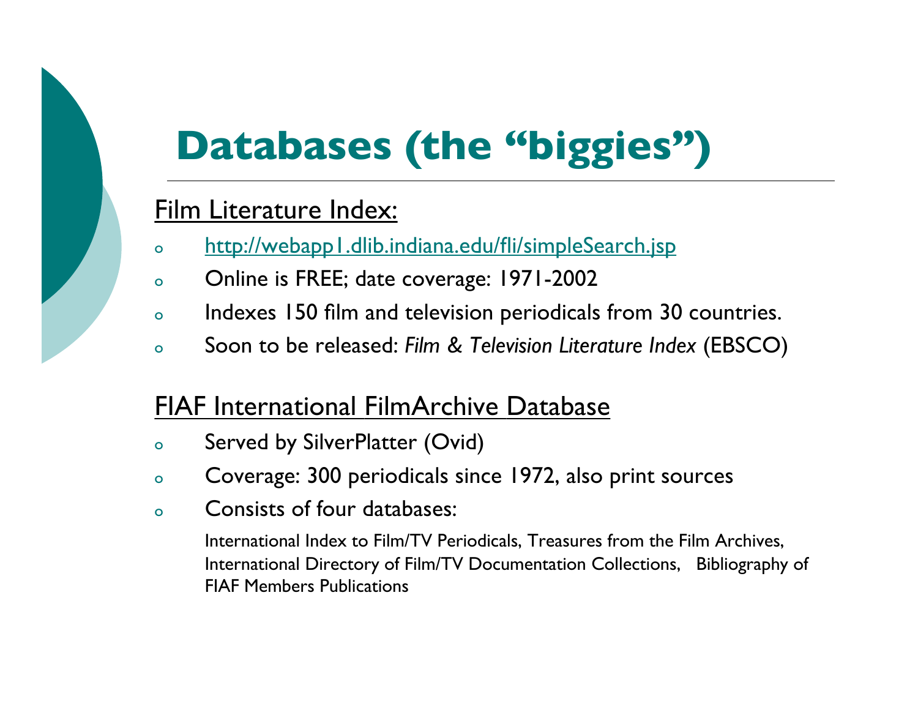# Databases (the “biggies”)

Film Literature Index:

- http://webapp1.dlib.indiana.edu/fli/simpleSearch.jsp
- Online is FREE; date coverage: 1971-2002
- Indexes 150 film and television periodicals from 30 countries.
- Soon to be released: *Film & Television Literature Index* (EBSCO)

FIAF International FilmArchive Database

- Served by SilverPlatter (Ovid)
- Coverage: 300 periodicals since 1972, also print sources
- Consists of four databases:

  International Index to Film/TV Periodicals, Treasures from the Film Archives, International Directory of Film/TV Documentation Collections, Bibliography of FIAF Members Publications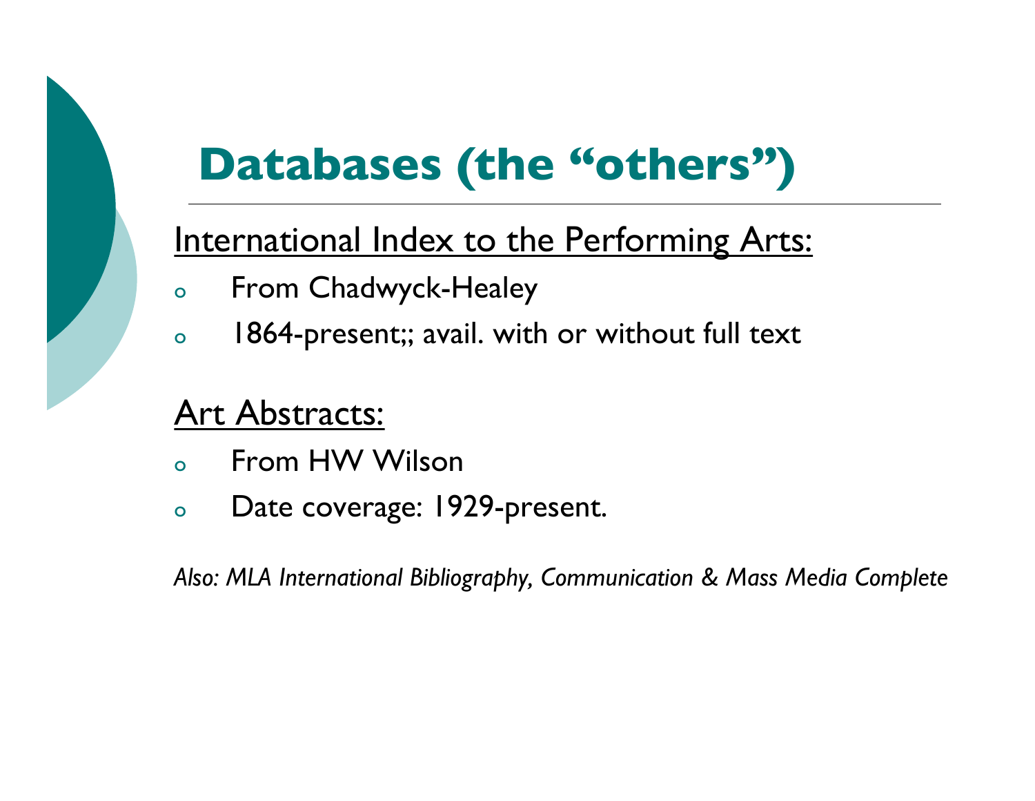# Databases (the "others")

<u>International Index to the Performing Arts:</u>

- From Chadwyck-Healey
- 1864-present;; avail. with or without full text

<u>Art Abstracts:</u>

- From HW Wilson
- Date coverage: 1929-present.

*Also: MLA International Bibliography, Communication & Mass Media Complete*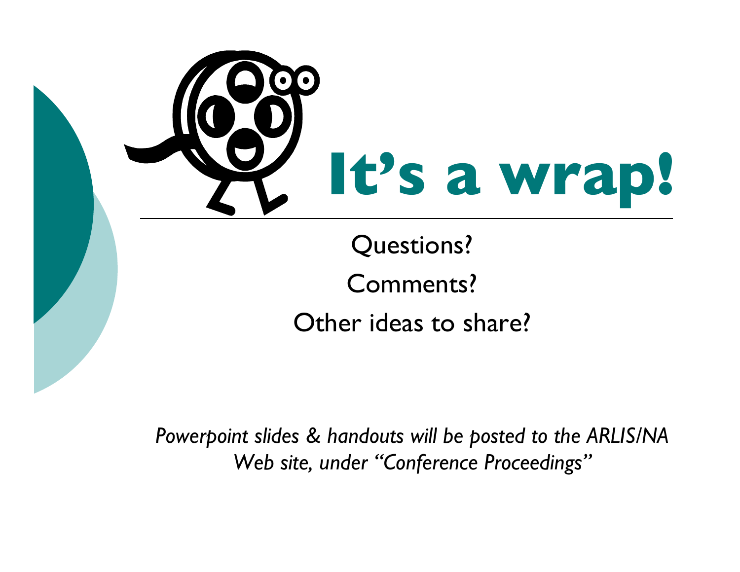# It's a wrap!

Questions?

Comments?

Other ideas to share?

*Powerpoint slides & handouts will be posted to the ARLIS/NA Web site, under "Conference Proceedings"*